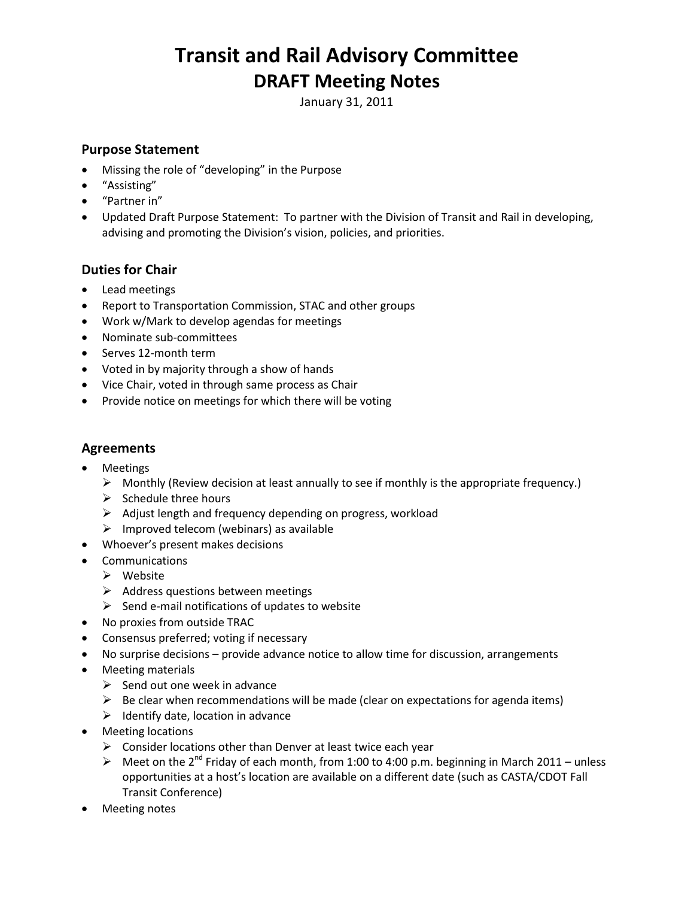# Transit and Rail Advisory Committee

## DRAFT Meeting Notes

January 31, 2011

### Purpose Statement

- Missing the role of "developing" in the Purpose
- "Assisting"
- "Partner in"
- Updated Draft Purpose Statement: To partner with the Division of Transit and Rail in developing, advising and promoting the Division's vision, policies, and priorities.

### Duties for Chair

- Lead meetings
- Report to Transportation Commission, STAC and other groups
- Work w/Mark to develop agendas for meetings
- Nominate sub-committees
- Serves 12-month term
- Voted in by majority through a show of hands
- Vice Chair, voted in through same process as Chair
- Provide notice on meetings for which there will be voting

### Agreements

- Meetings
  - Monthly (Review decision at least annually to see if monthly is the appropriate frequency.)
  - Schedule three hours
  - Adjust length and frequency depending on progress, workload
  - Improved telecom (webinars) as available
- Whoever's present makes decisions
- Communications
  - Website
  - Address questions between meetings
  - Send e-mail notifications of updates to website
- No proxies from outside TRAC
- Consensus preferred; voting if necessary
- No surprise decisions – provide advance notice to allow time for discussion, arrangements
- Meeting materials
  - Send out one week in advance
  - Be clear when recommendations will be made (clear on expectations for agenda items)
  - Identify date, location in advance
- Meeting locations
  - Consider locations other than Denver at least twice each year
  - Meet on the 2nd Friday of each month, from 1:00 to 4:00 p.m. beginning in March 2011 – unless opportunities at a host's location are available on a different date (such as CASTA/CDOT Fall Transit Conference)
- Meeting notes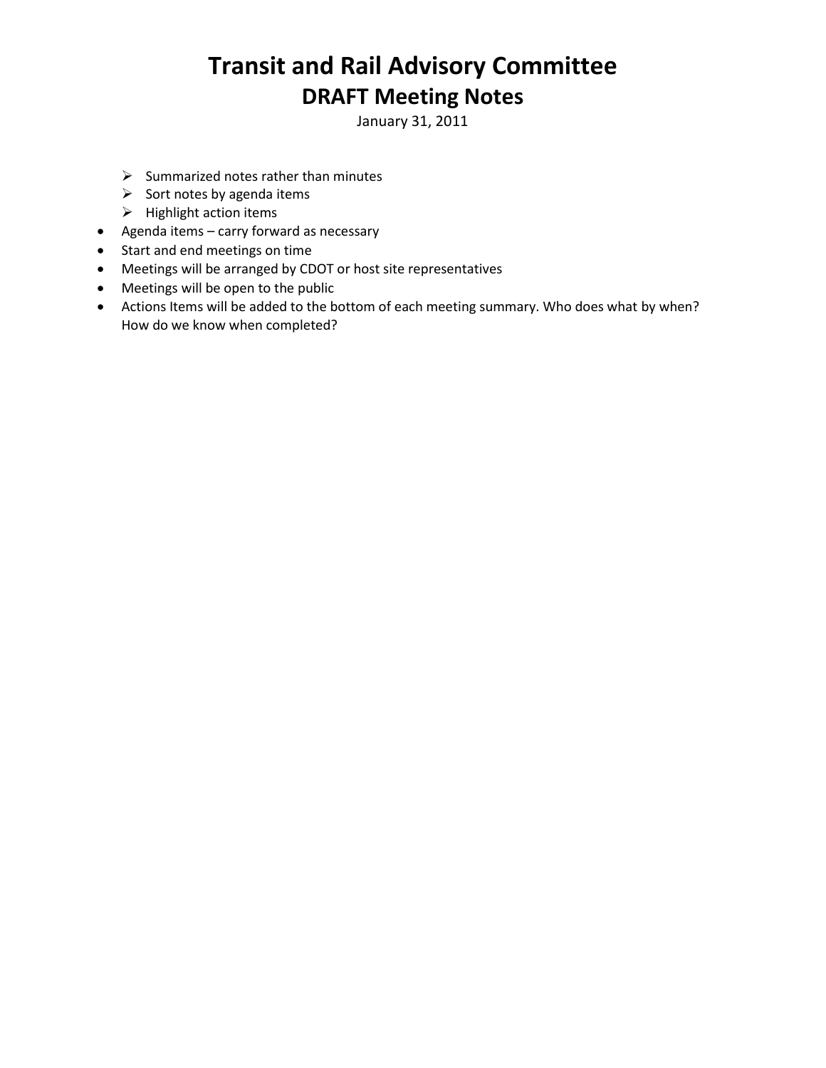# Transit and Rail Advisory Committee

## DRAFT Meeting Notes

January 31, 2011

  - Summarized notes rather than minutes
  - Sort notes by agenda items
  - Highlight action items
- Agenda items – carry forward as necessary
- Start and end meetings on time
- Meetings will be arranged by CDOT or host site representatives
- Meetings will be open to the public
- Actions Items will be added to the bottom of each meeting summary. Who does what by when? How do we know when completed?